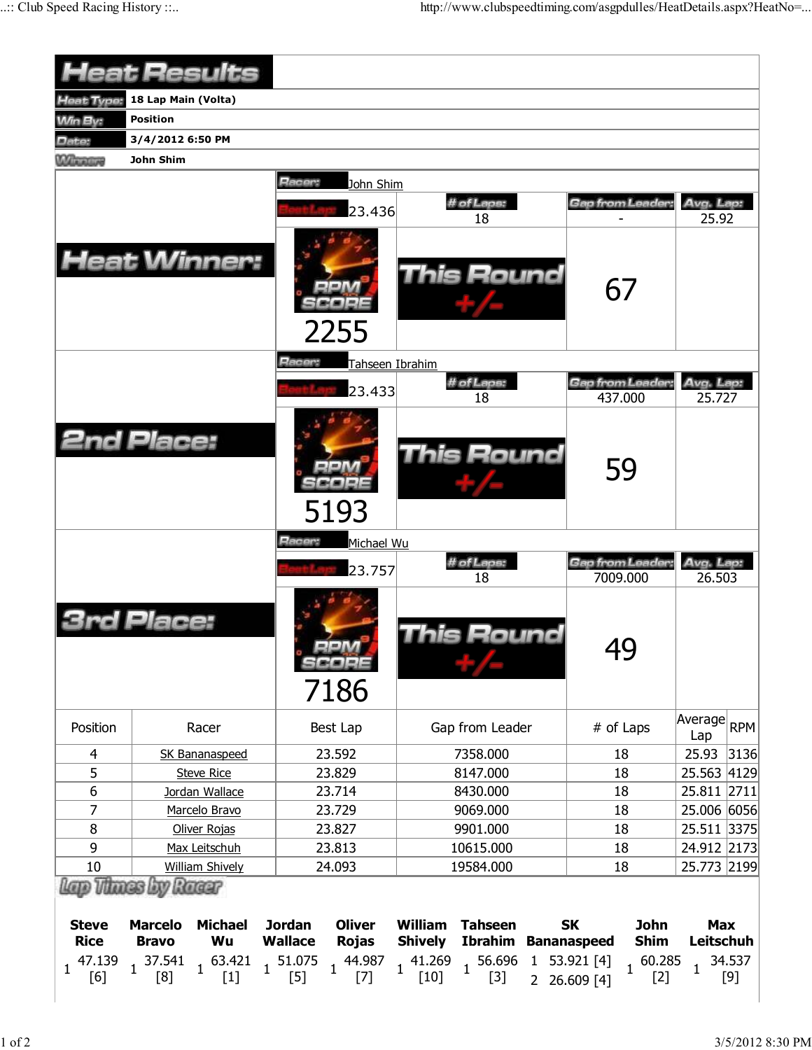# Heat Results

| | |
|---|---|
| Heat Type: | 18 Lap Main (Volta) |
| Win By: | Position |
| Date: | 3/4/2012 6:50 PM |
| Winner: | John Shim |

## Heat Winner:

Racer: John Shim

| Best Lap: | # of Laps: | Gap from Leader: | Avg. Lap: |
|---|---|---|---|
| 23.436 | 18 | - | 25.92 |

RPM SCORE: 2255

This Round +/-: 67

## 2nd Place:

Racer: Tahseen Ibrahim

| Best Lap: | # of Laps: | Gap from Leader: | Avg. Lap: |
|---|---|---|---|
| 23.433 | 18 | 437.000 | 25.727 |

RPM SCORE: 5193

This Round +/-: 59

## 3rd Place:

Racer: Michael Wu

| Best Lap: | # of Laps: | Gap from Leader: | Avg. Lap: |
|---|---|---|---|
| 23.757 | 18 | 7009.000 | 26.503 |

RPM SCORE: 7186

This Round +/-: 49

| Position | Racer | Best Lap | Gap from Leader | # of Laps | Average Lap | RPM |
|---|---|---|---|---|---|---|
| 4 | SK Bananaspeed | 23.592 | 7358.000 | 18 | 25.93 | 3136 |
| 5 | Steve Rice | 23.829 | 8147.000 | 18 | 25.563 | 4129 |
| 6 | Jordan Wallace | 23.714 | 8430.000 | 18 | 25.811 | 2711 |
| 7 | Marcelo Bravo | 23.729 | 9069.000 | 18 | 25.006 | 6056 |
| 8 | Oliver Rojas | 23.827 | 9901.000 | 18 | 25.511 | 3375 |
| 9 | Max Leitschuh | 23.813 | 10615.000 | 18 | 24.912 | 2173 |
| 10 | William Shively | 24.093 | 19584.000 | 18 | 25.773 | 2199 |

## Lap Times by Racer

| Steve Rice | Marcelo Bravo | Michael Wu | Jordan Wallace | Oliver Rojas | William Shively | Tahseen Ibrahim | SK Bananaspeed | John Shim | Max Leitschuh |
|---|---|---|---|---|---|---|---|---|---|
| 1 47.139 [6] | 1 37.541 [8] | 1 63.421 [1] | 1 51.075 [5] | 1 44.987 [7] | 1 41.269 [10] | 1 56.696 [3] | 1 53.921 [4] | 1 60.285 [2] | 1 34.537 [9] |
| | | | | | | | 2 26.609 [4] | | |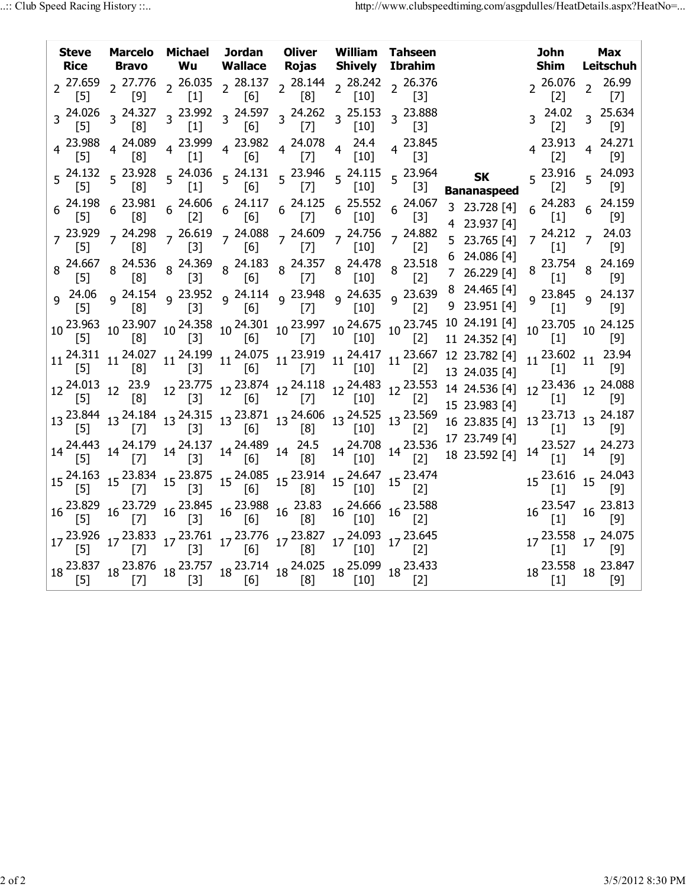| Lap | Steve Rice | Marcelo Bravo | Michael Wu | Jordan Wallace | Oliver Rojas | William Shively | Tahseen Ibrahim | SK Bananaspeed | John Shim | Max Leitschuh |
|---|---|---|---|---|---|---|---|---|---|---|
| 2 | 27.659 [5] | 27.776 [9] | 26.035 [1] | 28.137 [6] | 28.144 [8] | 28.242 [10] | 26.376 [3] | | 26.076 [2] | 26.99 [7] |
| 3 | 24.026 [5] | 24.327 [8] | 23.992 [1] | 24.597 [6] | 24.262 [7] | 25.153 [10] | 23.888 [3] | 23.728 [4] | 24.02 [2] | 25.634 [9] |
| 4 | 23.988 [5] | 24.089 [8] | 23.999 [1] | 23.982 [6] | 24.078 [7] | 24.4 [10] | 23.845 [3] | 23.937 [4] | 23.913 [2] | 24.271 [9] |
| 5 | 24.132 [5] | 23.928 [8] | 24.036 [1] | 24.131 [6] | 23.946 [7] | 24.115 [10] | 23.964 [3] | 23.765 [4] | 23.916 [2] | 24.093 [9] |
| 6 | 24.198 [5] | 23.981 [8] | 24.606 [2] | 24.117 [6] | 24.125 [7] | 25.552 [10] | 24.067 [3] | 24.086 [4] | 24.283 [1] | 24.159 [9] |
| 7 | 23.929 [5] | 24.298 [8] | 26.619 [3] | 24.088 [6] | 24.609 [7] | 24.756 [10] | 24.882 [2] | 26.229 [4] | 24.212 [1] | 24.03 [9] |
| 8 | 24.667 [5] | 24.536 [8] | 24.369 [3] | 24.183 [6] | 24.357 [7] | 24.478 [10] | 23.518 [2] | 24.465 [4] | 23.754 [1] | 24.169 [9] |
| 9 | 24.06 [5] | 24.154 [8] | 23.952 [3] | 24.114 [6] | 23.948 [7] | 24.635 [10] | 23.639 [2] | 23.951 [4] | 23.845 [1] | 24.137 [9] |
| 10 | 23.963 [5] | 23.907 [8] | 24.358 [3] | 24.301 [6] | 23.997 [7] | 24.675 [10] | 23.745 [2] | 24.191 [4] | 23.705 [1] | 24.125 [9] |
| 11 | 24.311 [5] | 24.027 [8] | 24.199 [3] | 24.075 [6] | 23.919 [7] | 24.417 [10] | 23.667 [2] | 24.352 [4] | 23.602 [1] | 23.94 [9] |
| 12 | 24.013 [5] | 23.9 [8] | 23.775 [3] | 23.874 [6] | 24.118 [7] | 24.483 [10] | 23.553 [2] | 23.782 [4] | 23.436 [1] | 24.088 [9] |
| 13 | 23.844 [5] | 24.184 [7] | 24.315 [3] | 23.871 [6] | 24.606 [8] | 24.525 [10] | 23.569 [2] | 24.035 [4] | 23.713 [1] | 24.187 [9] |
| 14 | 24.443 [5] | 24.179 [7] | 24.137 [3] | 24.489 [6] | 24.5 [8] | 24.708 [10] | 23.536 [2] | 24.536 [4] | 23.527 [1] | 24.273 [9] |
| 15 | 24.163 [5] | 23.834 [7] | 23.875 [3] | 24.085 [6] | 23.914 [8] | 24.647 [10] | 23.474 [2] | 23.983 [4] | 23.616 [1] | 24.043 [9] |
| 16 | 23.829 [5] | 23.729 [7] | 23.845 [3] | 23.988 [6] | 23.83 [8] | 24.666 [10] | 23.588 [2] | 23.835 [4] | 23.547 [1] | 23.813 [9] |
| 17 | 23.926 [5] | 23.833 [7] | 23.761 [3] | 23.776 [6] | 23.827 [8] | 24.093 [10] | 23.645 [2] | 23.749 [4] | 23.558 [1] | 24.075 [9] |
| 18 | 23.837 [5] | 23.876 [7] | 23.757 [3] | 23.714 [6] | 24.025 [8] | 25.099 [10] | 23.433 [2] | 23.592 [4] | 23.558 [1] | 23.847 [9] |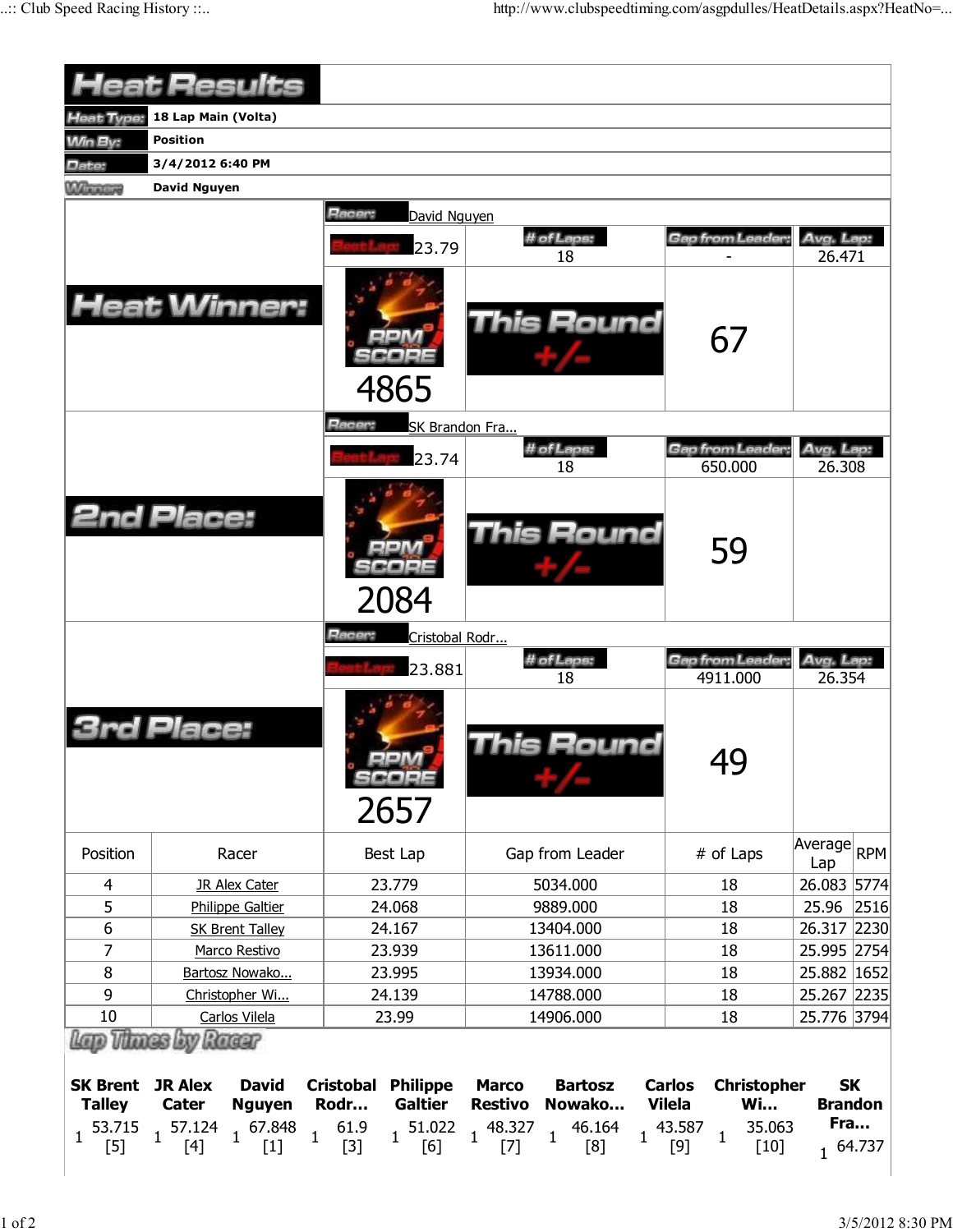# Heat Results

| | |
|---|---|
| Heat Type: | 18 Lap Main (Volta) |
| Win By: | Position |
| Date: | 3/4/2012 6:40 PM |
| Winner: | David Nguyen |

## Heat Winner:

Racer: David Nguyen

| Best Lap | # of Laps | Gap from Leader | Avg. Lap |
|---|---|---|---|
| 23.79 | 18 | - | 26.471 |

RPM SCORE: 4865

This Round +/-: 67

## 2nd Place:

Racer: SK Brandon Fra...

| Best Lap | # of Laps | Gap from Leader | Avg. Lap |
|---|---|---|---|
| 23.74 | 18 | 650.000 | 26.308 |

RPM SCORE: 2084

This Round +/-: 59

## 3rd Place:

Racer: Cristobal Rodr...

| Best Lap | # of Laps | Gap from Leader | Avg. Lap |
|---|---|---|---|
| 23.881 | 18 | 4911.000 | 26.354 |

RPM SCORE: 2657

This Round +/-: 49

| Position | Racer | Best Lap | Gap from Leader | # of Laps | Average Lap | RPM |
|---|---|---|---|---|---|---|
| 4 | JR Alex Cater | 23.779 | 5034.000 | 18 | 26.083 | 5774 |
| 5 | Philippe Galtier | 24.068 | 9889.000 | 18 | 25.96 | 2516 |
| 6 | SK Brent Talley | 24.167 | 13404.000 | 18 | 26.317 | 2230 |
| 7 | Marco Restivo | 23.939 | 13611.000 | 18 | 25.995 | 2754 |
| 8 | Bartosz Nowako... | 23.995 | 13934.000 | 18 | 25.882 | 1652 |
| 9 | Christopher Wi... | 24.139 | 14788.000 | 18 | 25.267 | 2235 |
| 10 | Carlos Vilela | 23.99 | 14906.000 | 18 | 25.776 | 3794 |

## Lap Times by Racer

| SK Brent Talley | JR Alex Cater | David Nguyen | Cristobal Rodr... | Philippe Galtier | Marco Restivo | Bartosz Nowako... | Carlos Vilela | Christopher Wi... | SK Brandon Fra... |
|---|---|---|---|---|---|---|---|---|---|
| 1 53.715 [5] | 1 57.124 [4] | 1 67.848 [1] | 1 61.9 [3] | 1 51.022 [6] | 1 48.327 [7] | 1 46.164 [8] | 1 43.587 [9] | 1 35.063 [10] | 1 64.737 |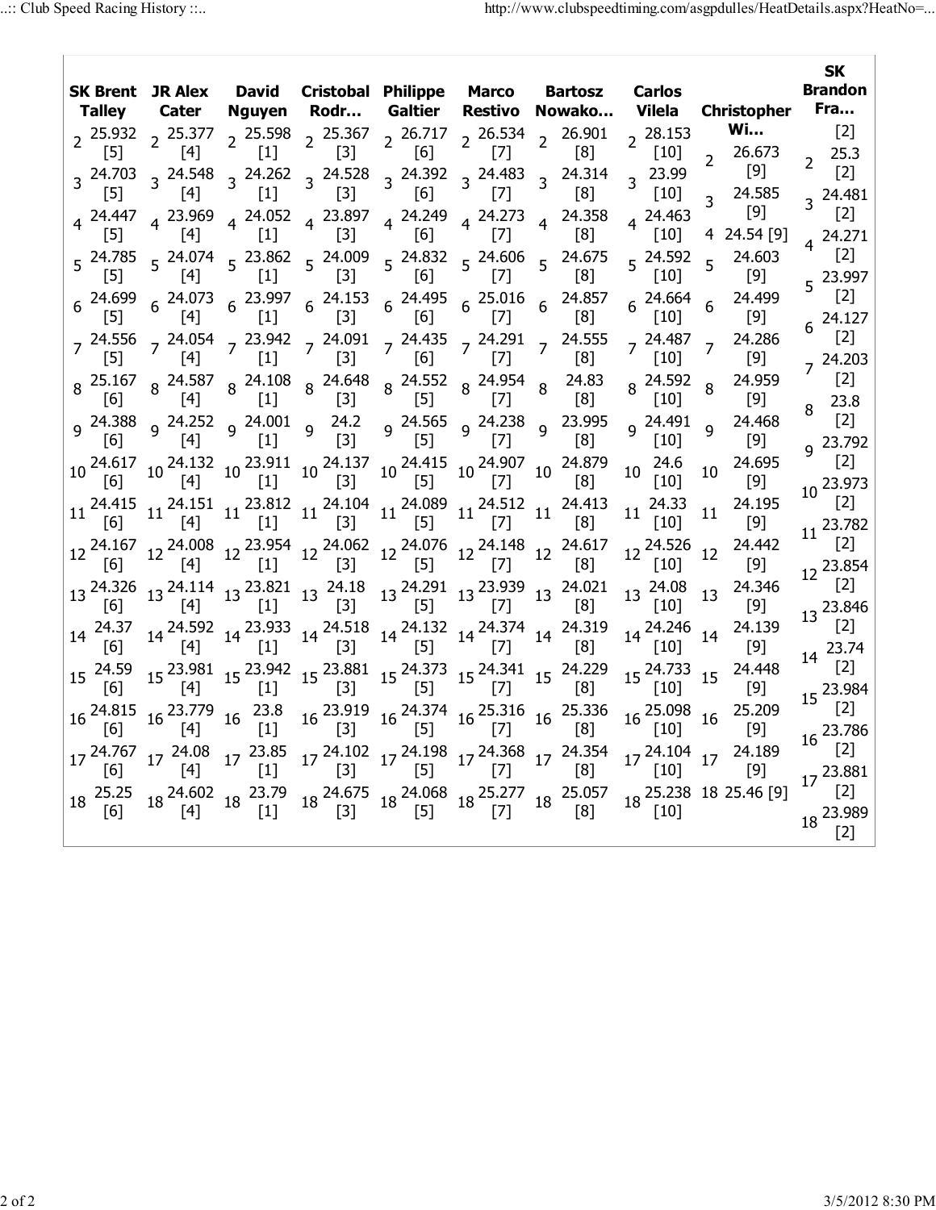| Lap | SK Brent Talley | JR Alex Cater | David Nguyen | Cristobal Rodr… | Philippe Galtier | Marco Restivo | Bartosz Nowako… | Carlos Vilela | Christopher Wi… | SK Brandon Fra… |
|---|---|---|---|---|---|---|---|---|---|---|
| 2 | 25.932 [5] | 25.377 [4] | 25.598 [1] | 25.367 [3] | 26.717 [6] | 26.534 [7] | 26.901 [8] | 28.153 [10] | 26.673 [9] | 25.3 [2] |
| 3 | 24.703 [5] | 24.548 [4] | 24.262 [1] | 24.528 [3] | 24.392 [6] | 24.483 [7] | 24.314 [8] | 23.99 [10] | 24.585 [9] | 24.481 [2] |
| 4 | 24.447 [5] | 23.969 [4] | 24.052 [1] | 23.897 [3] | 24.249 [6] | 24.273 [7] | 24.358 [8] | 24.463 [10] | 24.54 [9] | 24.271 [2] |
| 5 | 24.785 [5] | 24.074 [4] | 23.862 [1] | 24.009 [3] | 24.832 [6] | 24.606 [7] | 24.675 [8] | 24.592 [10] | 24.603 [9] | 23.997 [2] |
| 6 | 24.699 [5] | 24.073 [4] | 23.997 [1] | 24.153 [3] | 24.495 [6] | 25.016 [7] | 24.857 [8] | 24.664 [10] | 24.499 [9] | 24.127 [2] |
| 7 | 24.556 [5] | 24.054 [4] | 23.942 [1] | 24.091 [3] | 24.435 [6] | 24.291 [7] | 24.555 [8] | 24.487 [10] | 24.286 [9] | 24.203 [2] |
| 8 | 25.167 [6] | 24.587 [4] | 24.108 [1] | 24.648 [3] | 24.552 [5] | 24.954 [7] | 24.83 [8] | 24.592 [10] | 24.959 [9] | 23.8 [2] |
| 9 | 24.388 [6] | 24.252 [4] | 24.001 [1] | 24.2 [3] | 24.565 [5] | 24.238 [7] | 23.995 [8] | 24.491 [10] | 24.468 [9] | 23.792 [2] |
| 10 | 24.617 [6] | 24.132 [4] | 23.911 [1] | 24.137 [3] | 24.415 [5] | 24.907 [7] | 24.879 [8] | 24.6 [10] | 24.695 [9] | 23.973 [2] |
| 11 | 24.415 [6] | 24.151 [4] | 23.812 [1] | 24.104 [3] | 24.089 [5] | 24.512 [7] | 24.413 [8] | 24.33 [10] | 24.195 [9] | 23.782 [2] |
| 12 | 24.167 [6] | 24.008 [4] | 23.954 [1] | 24.062 [3] | 24.076 [5] | 24.148 [7] | 24.617 [8] | 24.526 [10] | 24.442 [9] | 23.854 [2] |
| 13 | 24.326 [6] | 24.114 [4] | 23.821 [1] | 24.18 [3] | 24.291 [5] | 23.939 [7] | 24.021 [8] | 24.08 [10] | 24.346 [9] | 23.846 [2] |
| 14 | 24.37 [6] | 24.592 [4] | 23.933 [1] | 24.518 [3] | 24.132 [5] | 24.374 [7] | 24.319 [8] | 24.246 [10] | 24.139 [9] | 23.74 [2] |
| 15 | 24.59 [6] | 23.981 [4] | 23.942 [1] | 23.881 [3] | 24.373 [5] | 24.341 [7] | 24.229 [8] | 24.733 [10] | 24.448 [9] | 23.984 [2] |
| 16 | 24.815 [6] | 23.779 [4] | 23.8 [1] | 23.919 [3] | 24.374 [5] | 25.316 [7] | 25.336 [8] | 25.098 [10] | 25.209 [9] | 23.786 [2] |
| 17 | 24.767 [6] | 24.08 [4] | 23.85 [1] | 24.102 [3] | 24.198 [5] | 24.368 [7] | 24.354 [8] | 24.104 [10] | 24.189 [9] | 23.881 [2] |
| 18 | 25.25 [6] | 24.602 [4] | 23.79 [1] | 24.675 [3] | 24.068 [5] | 25.277 [7] | 25.057 [8] | 25.238 [10] | 25.46 [9] | 23.989 [2] |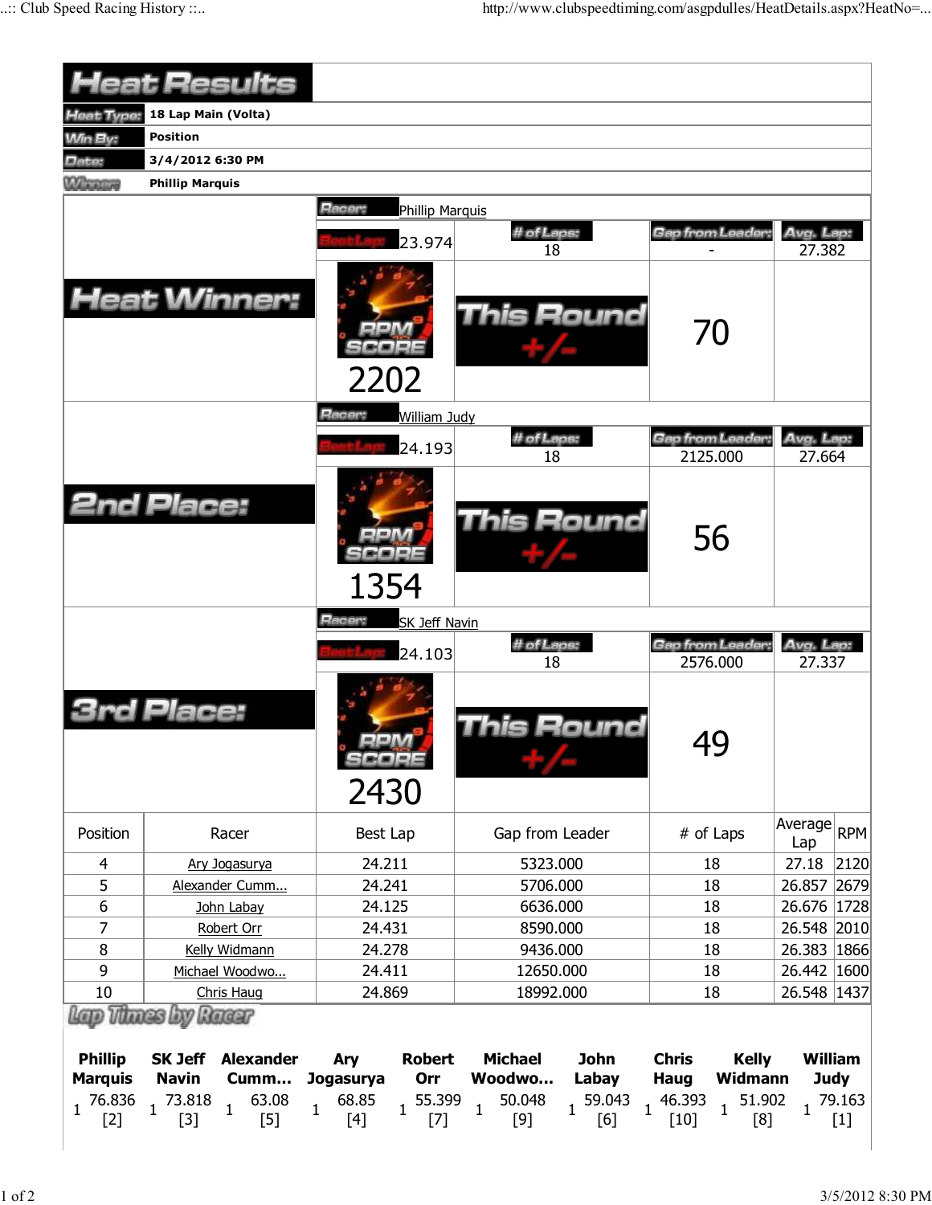# Heat Results

| | |
|---|---|
| **Heat Type:** | 18 Lap Main (Volta) |
| **Win By:** | Position |
| **Date:** | 3/4/2012 6:30 PM |
| **Winner:** | Phillip Marquis |

## Heat Winner:

**Racer:** Phillip Marquis

| Best Lap | # of Laps | Gap from Leader | Avg. Lap |
|---|---|---|---|
| 23.974 | 18 | - | 27.382 |

RPM SCORE: 2202

This Round +/-: 70

## 2nd Place:

**Racer:** William Judy

| Best Lap | # of Laps | Gap from Leader | Avg. Lap |
|---|---|---|---|
| 24.193 | 18 | 2125.000 | 27.664 |

RPM SCORE: 1354

This Round +/-: 56

## 3rd Place:

**Racer:** SK Jeff Navin

| Best Lap | # of Laps | Gap from Leader | Avg. Lap |
|---|---|---|---|
| 24.103 | 18 | 2576.000 | 27.337 |

RPM SCORE: 2430

This Round +/-: 49

| Position | Racer | Best Lap | Gap from Leader | # of Laps | Average Lap | RPM |
|---|---|---|---|---|---|---|
| 4 | Ary Jogasurya | 24.211 | 5323.000 | 18 | 27.18 | 2120 |
| 5 | Alexander Cumm... | 24.241 | 5706.000 | 18 | 26.857 | 2679 |
| 6 | John Labay | 24.125 | 6636.000 | 18 | 26.676 | 1728 |
| 7 | Robert Orr | 24.431 | 8590.000 | 18 | 26.548 | 2010 |
| 8 | Kelly Widmann | 24.278 | 9436.000 | 18 | 26.383 | 1866 |
| 9 | Michael Woodwo... | 24.411 | 12650.000 | 18 | 26.442 | 1600 |
| 10 | Chris Haug | 24.869 | 18992.000 | 18 | 26.548 | 1437 |

## Lap Times by Racer

| | Phillip Marquis | | SK Jeff Navin | | Alexander Cumm... | | Ary Jogasurya | | Robert Orr | | Michael Woodwo... | | John Labay | | Chris Haug | | Kelly Widmann | | William Judy |
|---|---|---|---|---|---|---|---|---|---|---|---|---|---|---|---|---|---|---|---|
| 1 | 76.836 [2] | 1 | 73.818 [3] | 1 | 63.08 [5] | 1 | 68.85 [4] | 1 | 55.399 [7] | 1 | 50.048 [9] | 1 | 59.043 [6] | 1 | 46.393 [10] | 1 | 51.902 [8] | 1 | 79.163 [1] |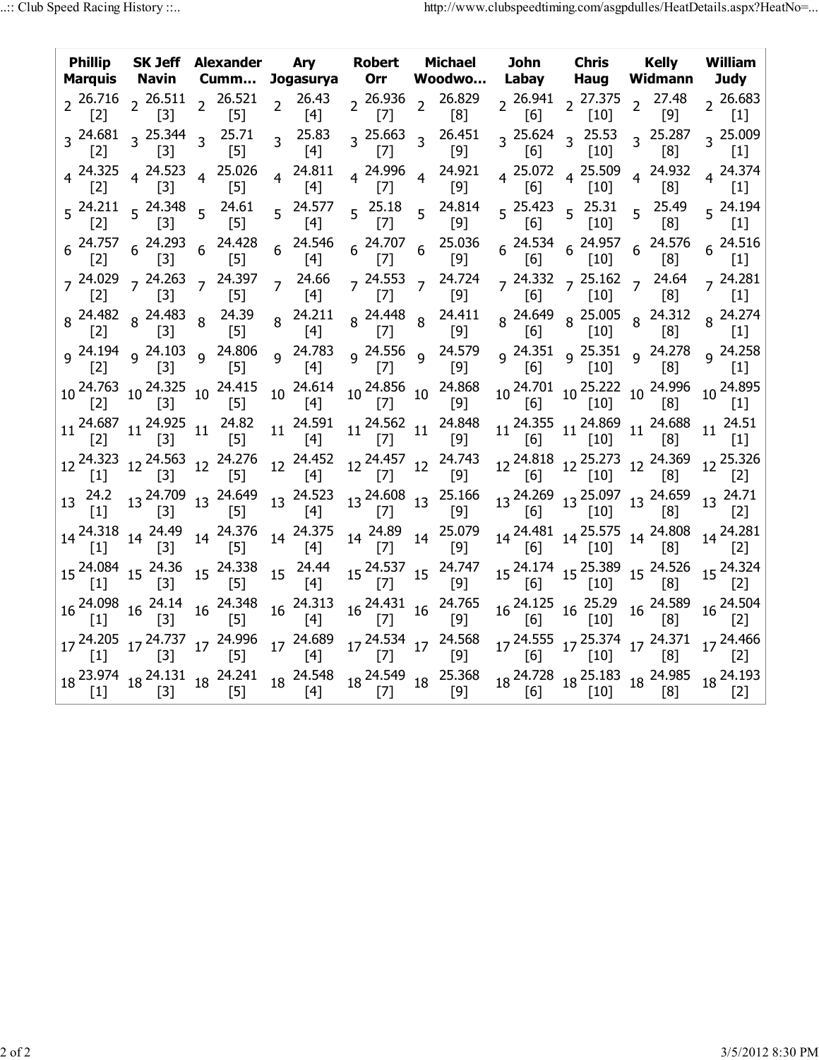| Phillip Marquis | SK Jeff Navin | Alexander Cumm… | Ary Jogasurya | Robert Orr | Michael Woodwo… | John Labay | Chris Haug | Kelly Widmann | William Judy |
|---|---|---|---|---|---|---|---|---|---|
| 2 26.716 [2] | 2 26.511 [3] | 2 26.521 [5] | 2 26.43 [4] | 2 26.936 [7] | 2 26.829 [8] | 2 26.941 [6] | 2 27.375 [10] | 2 27.48 [9] | 2 26.683 [1] |
| 3 24.681 [2] | 3 25.344 [3] | 3 25.71 [5] | 3 25.83 [4] | 3 25.663 [7] | 3 26.451 [9] | 3 25.624 [6] | 3 25.53 [10] | 3 25.287 [8] | 3 25.009 [1] |
| 4 24.325 [2] | 4 24.523 [3] | 4 25.026 [5] | 4 24.811 [4] | 4 24.996 [7] | 4 24.921 [9] | 4 25.072 [6] | 4 25.509 [10] | 4 24.932 [8] | 4 24.374 [1] |
| 5 24.211 [2] | 5 24.348 [3] | 5 24.61 [5] | 5 24.577 [4] | 5 25.18 [7] | 5 24.814 [9] | 5 25.423 [6] | 5 25.31 [10] | 5 25.49 [8] | 5 24.194 [1] |
| 6 24.757 [2] | 6 24.293 [3] | 6 24.428 [5] | 6 24.546 [4] | 6 24.707 [7] | 6 25.036 [9] | 6 24.534 [6] | 6 24.957 [10] | 6 24.576 [8] | 6 24.516 [1] |
| 7 24.029 [2] | 7 24.263 [3] | 7 24.397 [5] | 7 24.66 [4] | 7 24.553 [7] | 7 24.724 [9] | 7 24.332 [6] | 7 25.162 [10] | 7 24.64 [8] | 7 24.281 [1] |
| 8 24.482 [2] | 8 24.483 [3] | 8 24.39 [5] | 8 24.211 [4] | 8 24.448 [7] | 8 24.411 [9] | 8 24.649 [6] | 8 25.005 [10] | 8 24.312 [8] | 8 24.274 [1] |
| 9 24.194 [2] | 9 24.103 [3] | 9 24.806 [5] | 9 24.783 [4] | 9 24.556 [7] | 9 24.579 [9] | 9 24.351 [6] | 9 25.351 [10] | 9 24.278 [8] | 9 24.258 [1] |
| 10 24.763 [2] | 10 24.325 [3] | 10 24.415 [5] | 10 24.614 [4] | 10 24.856 [7] | 10 24.868 [9] | 10 24.701 [6] | 10 25.222 [10] | 10 24.996 [8] | 10 24.895 [1] |
| 11 24.687 [2] | 11 24.925 [3] | 11 24.82 [5] | 11 24.591 [4] | 11 24.562 [7] | 11 24.848 [9] | 11 24.355 [6] | 11 24.869 [10] | 11 24.688 [8] | 11 24.51 [1] |
| 12 24.323 [1] | 12 24.563 [3] | 12 24.276 [5] | 12 24.452 [4] | 12 24.457 [7] | 12 24.743 [9] | 12 24.818 [6] | 12 25.273 [10] | 12 24.369 [8] | 12 25.326 [2] |
| 13 24.2 [1] | 13 24.709 [3] | 13 24.649 [5] | 13 24.523 [4] | 13 24.608 [7] | 13 25.166 [9] | 13 24.269 [6] | 13 25.097 [10] | 13 24.659 [8] | 13 24.71 [2] |
| 14 24.318 [1] | 14 24.49 [3] | 14 24.376 [5] | 14 24.375 [4] | 14 24.89 [7] | 14 25.079 [9] | 14 24.481 [6] | 14 25.575 [10] | 14 24.808 [8] | 14 24.281 [2] |
| 15 24.084 [1] | 15 24.36 [3] | 15 24.338 [5] | 15 24.44 [4] | 15 24.537 [7] | 15 24.747 [9] | 15 24.174 [6] | 15 25.389 [10] | 15 24.526 [8] | 15 24.324 [2] |
| 16 24.098 [1] | 16 24.14 [3] | 16 24.348 [5] | 16 24.313 [4] | 16 24.431 [7] | 16 24.765 [9] | 16 24.125 [6] | 16 25.29 [10] | 16 24.589 [8] | 16 24.504 [2] |
| 17 24.205 [1] | 17 24.737 [3] | 17 24.996 [5] | 17 24.689 [4] | 17 24.534 [7] | 17 24.568 [9] | 17 24.555 [6] | 17 25.374 [10] | 17 24.371 [8] | 17 24.466 [2] |
| 18 23.974 [1] | 18 24.131 [3] | 18 24.241 [5] | 18 24.548 [4] | 18 24.549 [7] | 18 25.368 [9] | 18 24.728 [6] | 18 25.183 [10] | 18 24.985 [8] | 18 24.193 [2] |